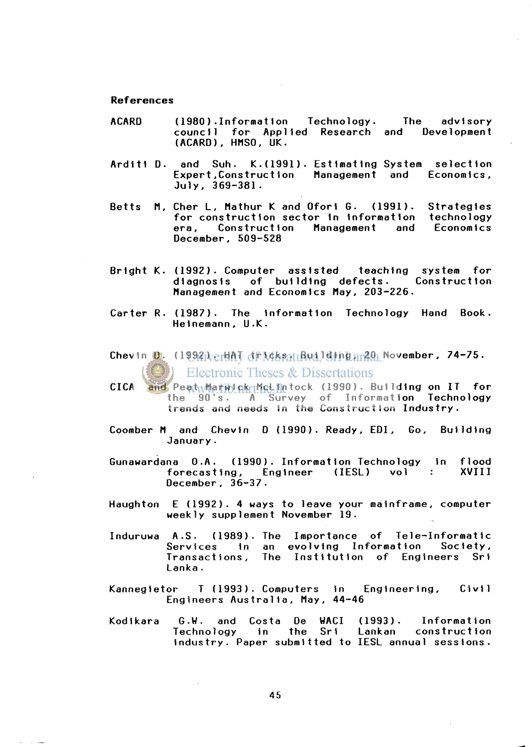**References**

ACARD (1980).Information Technology. The advisory council for Applied Research and Development (ACARD), HMSO, UK.

Arditi D. and Suh. K.(1991). Estimating System selection Expert,Construction Management and Economics, July, 369-381.

Betts M, Cher L, Mathur K and Ofori G. (1991). Strategies for construction sector in information technology era, Construction Management and Economics December, 509-528

Bright K. (1992). Computer assisted teaching system for diagnosis of building defects. Construction Management and Economics May, 203-226.

Carter R. (1987). The information Technology Hand Book. Heinemann, U.K.

Chevin D. (1992). HAT tricks, Building, 20 November, 74-75.

CICA and Peat Marwick McIntock (1990). Building on IT for the 90's. A Survey of Information Technology trends and needs in the Construction Industry.

Coomber M and Chevin D (1990). Ready, EDI, Go, Building January.

Gunawardana O.A. (1990). Information Technology in flood forecasting, Engineer (IESL) vol : XVIII December, 36-37.

Haughton E (1992). 4 ways to leave your mainframe, computer weekly supplement November 19.

Induruwa A.S. (1989). The Importance of Tele-Informatic Services in an evolving Information Society, Transactions, The Institution of Engineers Sri Lanka.

Kannegietor T (1993). Computers in Engineering, Civil Engineers Australia, May, 44-46

Kodikara G.W. and Costa De WACI (1993). Information Technology in the Sri Lankan construction industry. Paper submitted to IESL annual sessions.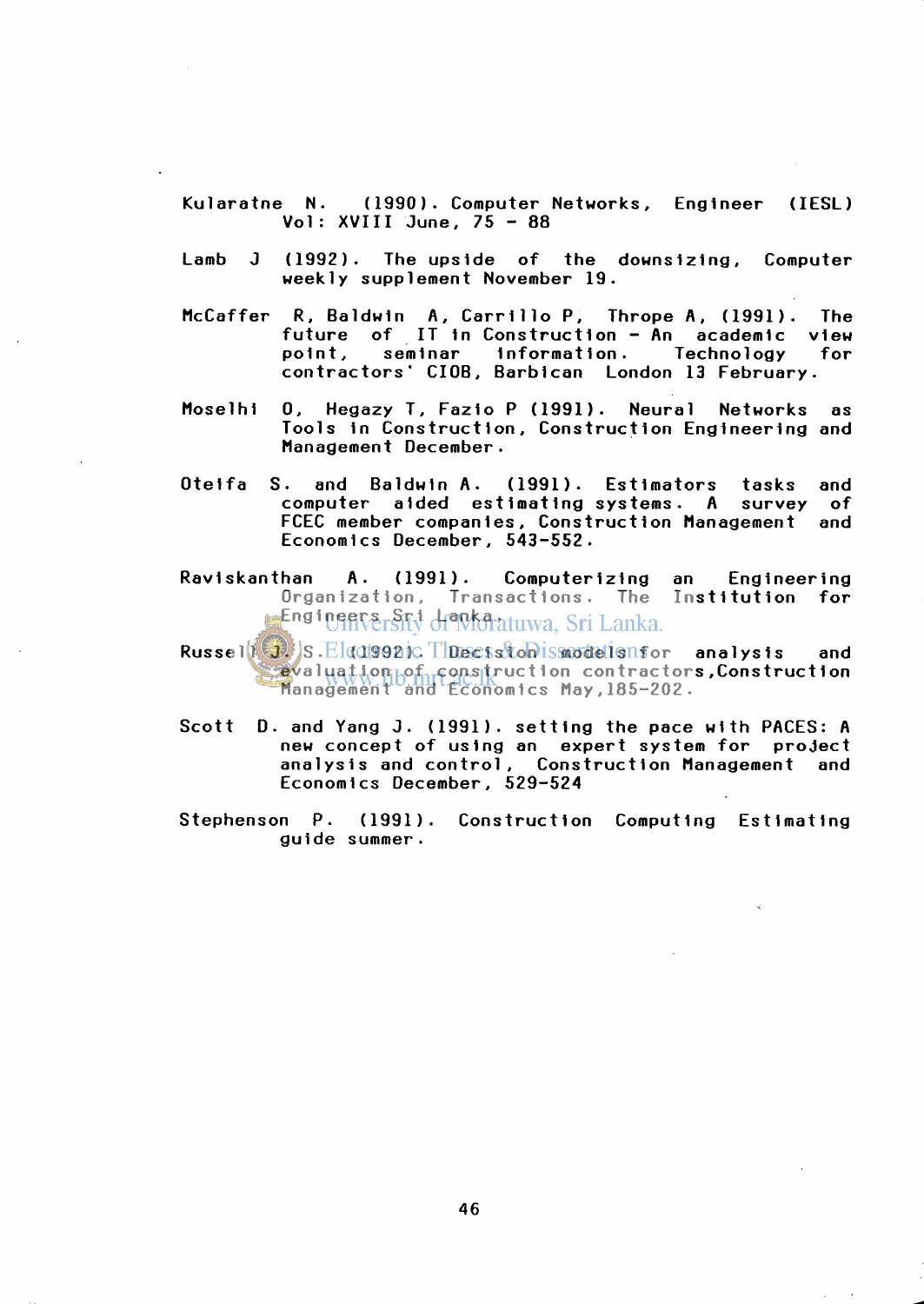Kularatne N. (1990). Computer Networks, Engineer (IESL) Vol: XVIII June, 75 - 88

Lamb J (1992). The upside of the downsizing, Computer weekly supplement November 19.

McCaffer R, Baldwin A, Carrillo P, Thrope A, (1991). The future of IT in Construction - An academic view point, seminar information. Technology for contractors' CIOB, Barbican London 13 February.

Moselhi O, Hegazy T, Fazio P (1991). Neural Networks as Tools in Construction, Construction Engineering and Management December.

Oteifa S. and Baldwin A. (1991). Estimators tasks and computer aided estimating systems. A survey of FCEC member companies, Construction Management and Economics December, 543-552.

Raviskanthan A. (1991). Computerizing an Engineering Organization, Transactions. The Institution for Engineers Sri Lanka.

Russell J. S. (1992). Decision models for analysis and evaluation of construction contractors, Construction Management and Economics May, 185-202.

Scott D. and Yang J. (1991). setting the pace with PACES: A new concept of using an expert system for project analysis and control, Construction Management and Economics December, 529-524

Stephenson P. (1991). Construction Computing Estimating guide summer.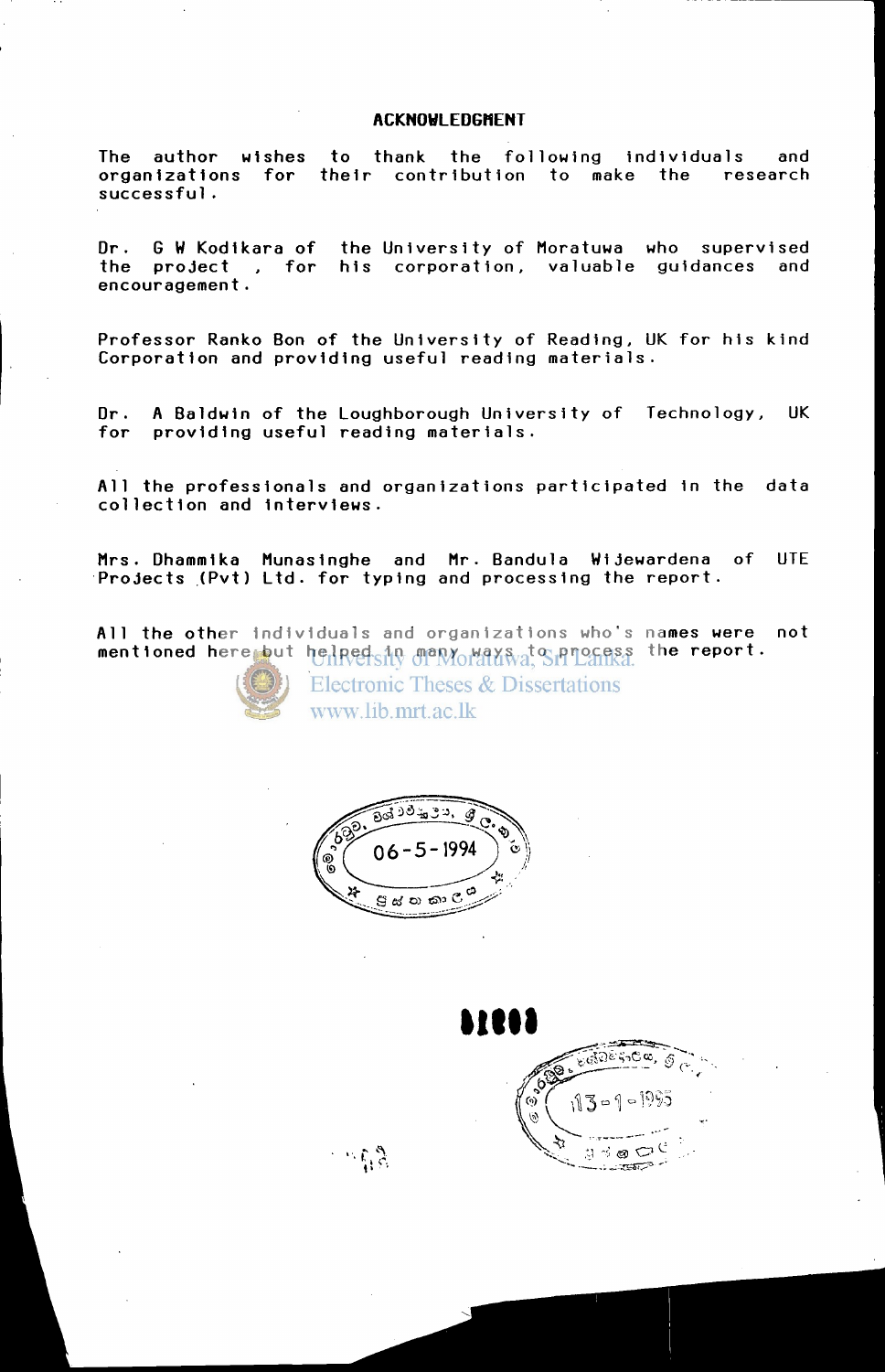# ACKNOWLEDGMENT

The author wishes to thank the following individuals and organizations for their contribution to make the research successful.

Dr. G W Kodikara of the University of Moratuwa who supervised the project , for his corporation, valuable guidances and encouragement.

Professor Ranko Bon of the University of Reading, UK for his kind Corporation and providing useful reading materials.

Dr. A Baldwin of the Loughborough University of Technology, UK for providing useful reading materials.

All the professionals and organizations participated in the data collection and interviews.

Mrs. Dhammika Munasinghe and Mr. Bandula Wijewardena of UTE Projects (Pvt) Ltd. for typing and processing the report.

All the other individuals and organizations who's names were not mentioned here but helped in many ways to process the report.